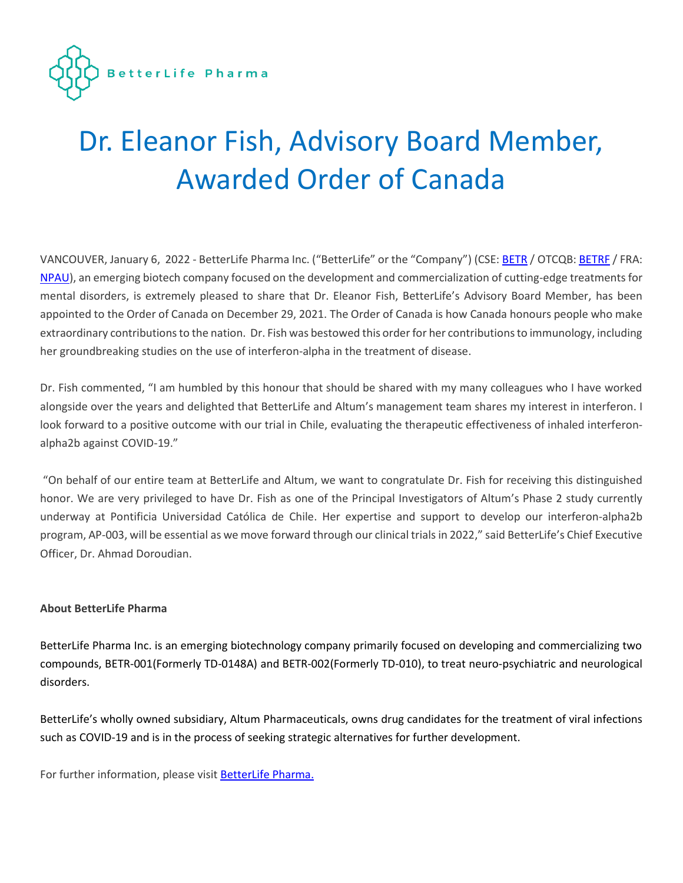BetterLife Pharma

# Dr. Eleanor Fish, Advisory Board Member, Awarded Order of Canada

VANCOUVER, January 6, 2022 - BetterLife Pharma Inc. ("BetterLife" or the "Company") (CSE: [BETR](BETR) / OTCQB: [BETRF](BETRF) / FRA: [NPAU](NPAU)), an emerging biotech company focused on the development and commercialization of cutting-edge treatments for mental disorders, is extremely pleased to share that Dr. Eleanor Fish, BetterLife's Advisory Board Member, has been appointed to the Order of Canada on December 29, 2021. The Order of Canada is how Canada honours people who make extraordinary contributions to the nation. Dr. Fish was bestowed this order for her contributions to immunology, including her groundbreaking studies on the use of interferon-alpha in the treatment of disease.

Dr. Fish commented, "I am humbled by this honour that should be shared with my many colleagues who I have worked alongside over the years and delighted that BetterLife and Altum's management team shares my interest in interferon. I look forward to a positive outcome with our trial in Chile, evaluating the therapeutic effectiveness of inhaled interferon-alpha2b against COVID-19."

"On behalf of our entire team at BetterLife and Altum, we want to congratulate Dr. Fish for receiving this distinguished honor. We are very privileged to have Dr. Fish as one of the Principal Investigators of Altum's Phase 2 study currently underway at Pontificia Universidad Católica de Chile. Her expertise and support to develop our interferon-alpha2b program, AP-003, will be essential as we move forward through our clinical trials in 2022," said BetterLife's Chief Executive Officer, Dr. Ahmad Doroudian.

**About BetterLife Pharma**

BetterLife Pharma Inc. is an emerging biotechnology company primarily focused on developing and commercializing two compounds, BETR-001(Formerly TD-0148A) and BETR-002(Formerly TD-010), to treat neuro-psychiatric and neurological disorders.

BetterLife's wholly owned subsidiary, Altum Pharmaceuticals, owns drug candidates for the treatment of viral infections such as COVID-19 and is in the process of seeking strategic alternatives for further development.

For further information, please visit [BetterLife Pharma.](BetterLife Pharma.)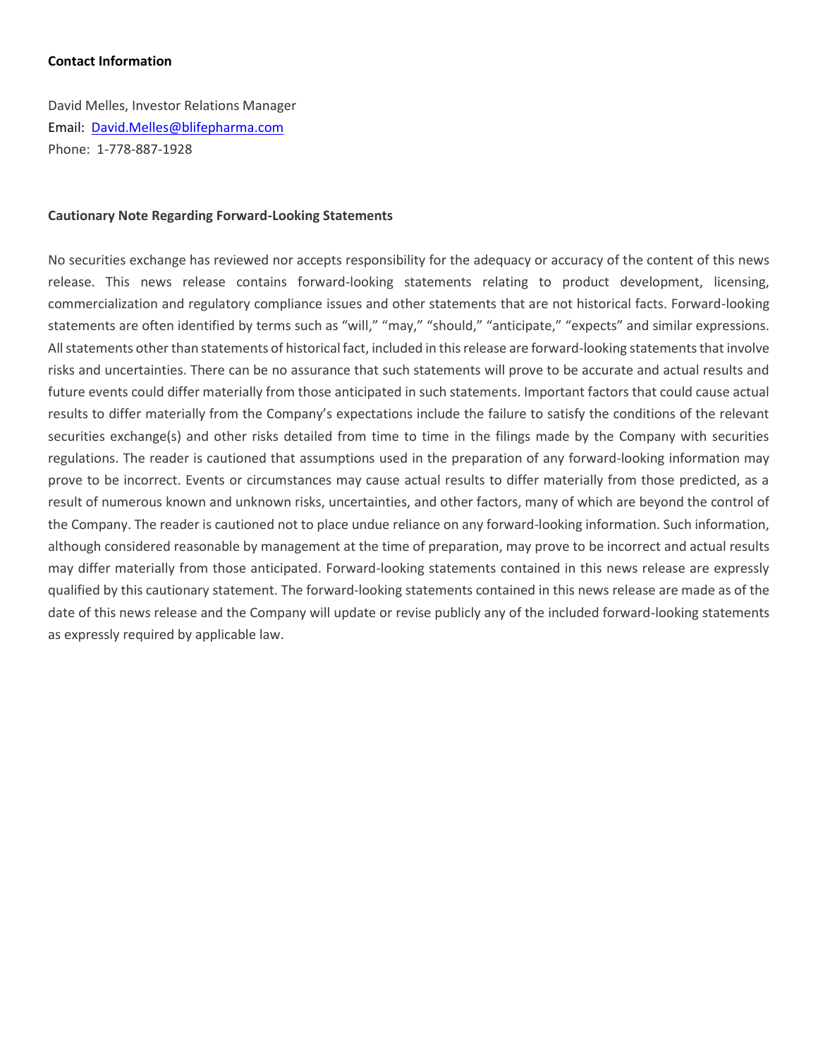**Contact Information**

David Melles, Investor Relations Manager
Email: [David.Melles@blifepharma.com](mailto:David.Melles@blifepharma.com)
Phone: 1-778-887-1928

**Cautionary Note Regarding Forward-Looking Statements**

No securities exchange has reviewed nor accepts responsibility for the adequacy or accuracy of the content of this news release. This news release contains forward-looking statements relating to product development, licensing, commercialization and regulatory compliance issues and other statements that are not historical facts. Forward-looking statements are often identified by terms such as "will," "may," "should," "anticipate," "expects" and similar expressions. All statements other than statements of historical fact, included in this release are forward-looking statements that involve risks and uncertainties. There can be no assurance that such statements will prove to be accurate and actual results and future events could differ materially from those anticipated in such statements. Important factors that could cause actual results to differ materially from the Company's expectations include the failure to satisfy the conditions of the relevant securities exchange(s) and other risks detailed from time to time in the filings made by the Company with securities regulations. The reader is cautioned that assumptions used in the preparation of any forward-looking information may prove to be incorrect. Events or circumstances may cause actual results to differ materially from those predicted, as a result of numerous known and unknown risks, uncertainties, and other factors, many of which are beyond the control of the Company. The reader is cautioned not to place undue reliance on any forward-looking information. Such information, although considered reasonable by management at the time of preparation, may prove to be incorrect and actual results may differ materially from those anticipated. Forward-looking statements contained in this news release are expressly qualified by this cautionary statement. The forward-looking statements contained in this news release are made as of the date of this news release and the Company will update or revise publicly any of the included forward-looking statements as expressly required by applicable law.